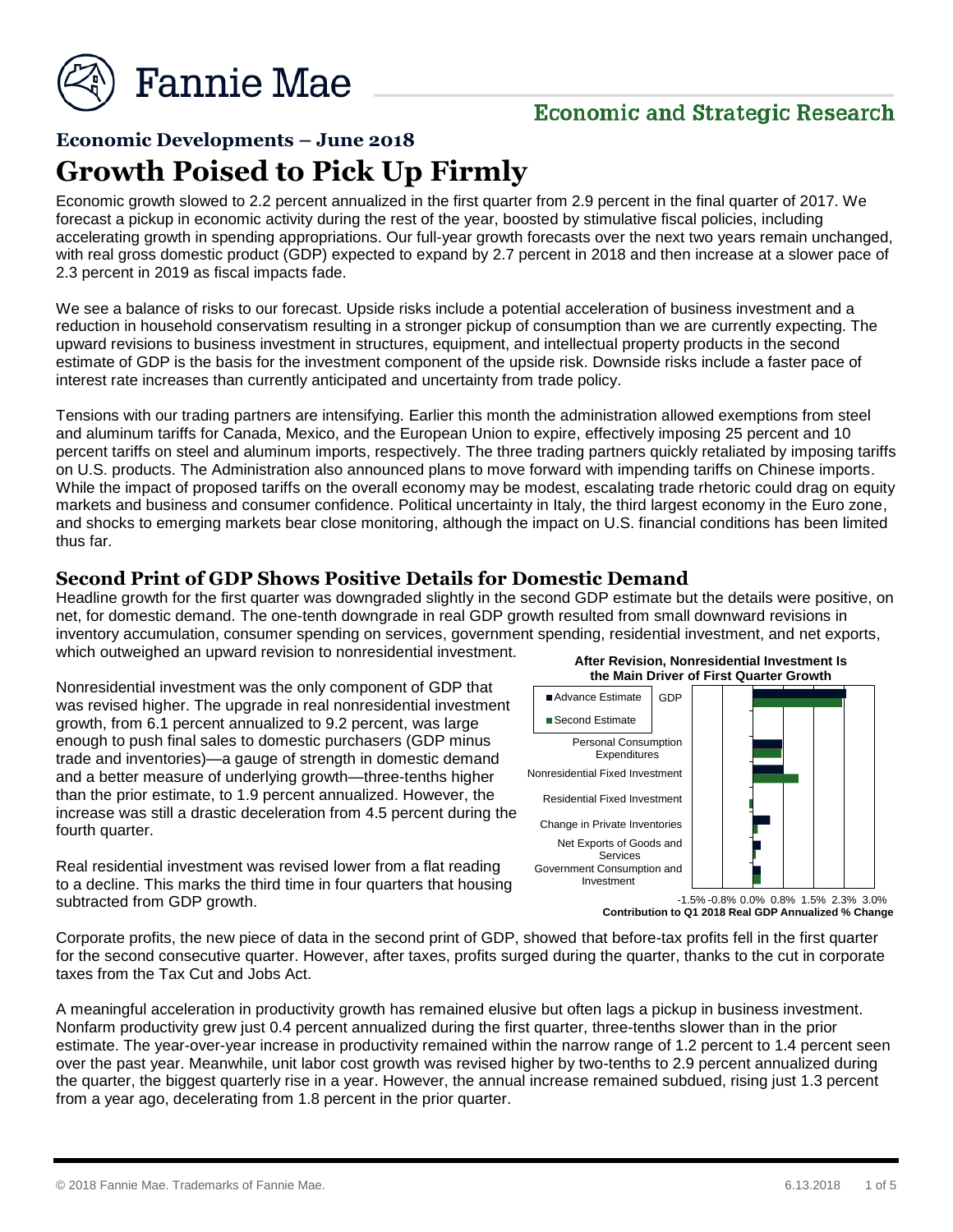Fannie Mae

Economic and Strategic Research

## Economic Developments – June 2018

# Growth Poised to Pick Up Firmly

Economic growth slowed to 2.2 percent annualized in the first quarter from 2.9 percent in the final quarter of 2017. We forecast a pickup in economic activity during the rest of the year, boosted by stimulative fiscal policies, including accelerating growth in spending appropriations. Our full-year growth forecasts over the next two years remain unchanged, with real gross domestic product (GDP) expected to expand by 2.7 percent in 2018 and then increase at a slower pace of 2.3 percent in 2019 as fiscal impacts fade.

We see a balance of risks to our forecast. Upside risks include a potential acceleration of business investment and a reduction in household conservatism resulting in a stronger pickup of consumption than we are currently expecting. The upward revisions to business investment in structures, equipment, and intellectual property products in the second estimate of GDP is the basis for the investment component of the upside risk. Downside risks include a faster pace of interest rate increases than currently anticipated and uncertainty from trade policy.

Tensions with our trading partners are intensifying. Earlier this month the administration allowed exemptions from steel and aluminum tariffs for Canada, Mexico, and the European Union to expire, effectively imposing 25 percent and 10 percent tariffs on steel and aluminum imports, respectively. The three trading partners quickly retaliated by imposing tariffs on U.S. products. The Administration also announced plans to move forward with impending tariffs on Chinese imports. While the impact of proposed tariffs on the overall economy may be modest, escalating trade rhetoric could drag on equity markets and business and consumer confidence. Political uncertainty in Italy, the third largest economy in the Euro zone, and shocks to emerging markets bear close monitoring, although the impact on U.S. financial conditions has been limited thus far.

## Second Print of GDP Shows Positive Details for Domestic Demand

Headline growth for the first quarter was downgraded slightly in the second GDP estimate but the details were positive, on net, for domestic demand. The one-tenth downgrade in real GDP growth resulted from small downward revisions in inventory accumulation, consumer spending on services, government spending, residential investment, and net exports, which outweighed an upward revision to nonresidential investment.

Nonresidential investment was the only component of GDP that was revised higher. The upgrade in real nonresidential investment growth, from 6.1 percent annualized to 9.2 percent, was large enough to push final sales to domestic purchasers (GDP minus trade and inventories)—a gauge of strength in domestic demand and a better measure of underlying growth—three-tenths higher than the prior estimate, to 1.9 percent annualized. However, the increase was still a drastic deceleration from 4.5 percent during the fourth quarter.

**After Revision, Nonresidential Investment Is the Main Driver of First Quarter Growth**

Legend: Advance Estimate; Second Estimate

Categories: GDP; Personal Consumption Expenditures; Nonresidential Fixed Investment; Residential Fixed Investment; Change in Private Inventories; Net Exports of Goods and Services; Government Consumption and Investment

Axis: -1.5% -0.8% 0.0% 0.8% 1.5% 2.3% 3.0%

**Contribution to Q1 2018 Real GDP Annualized % Change**

Real residential investment was revised lower from a flat reading to a decline. This marks the third time in four quarters that housing subtracted from GDP growth.

Corporate profits, the new piece of data in the second print of GDP, showed that before-tax profits fell in the first quarter for the second consecutive quarter. However, after taxes, profits surged during the quarter, thanks to the cut in corporate taxes from the Tax Cut and Jobs Act.

A meaningful acceleration in productivity growth has remained elusive but often lags a pickup in business investment. Nonfarm productivity grew just 0.4 percent annualized during the first quarter, three-tenths slower than in the prior estimate. The year-over-year increase in productivity remained within the narrow range of 1.2 percent to 1.4 percent seen over the past year. Meanwhile, unit labor cost growth was revised higher by two-tenths to 2.9 percent annualized during the quarter, the biggest quarterly rise in a year. However, the annual increase remained subdued, rising just 1.3 percent from a year ago, decelerating from 1.8 percent in the prior quarter.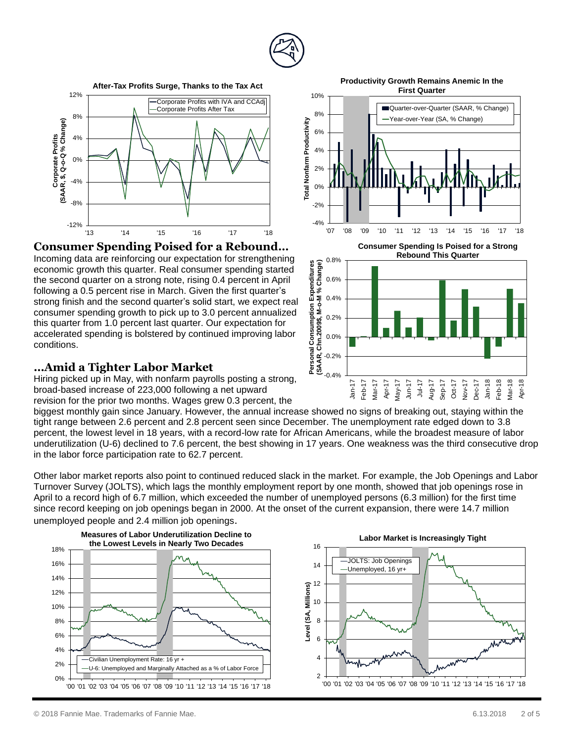**After-Tax Profits Surge, Thanks to the Tax Act**

**Productivity Growth Remains Anemic In the First Quarter**

## Consumer Spending Poised for a Rebound…

Incoming data are reinforcing our expectation for strengthening economic growth this quarter. Real consumer spending started the second quarter on a strong note, rising 0.4 percent in April following a 0.5 percent rise in March. Given the first quarter's strong finish and the second quarter's solid start, we expect real consumer spending growth to pick up to 3.0 percent annualized this quarter from 1.0 percent last quarter. Our expectation for accelerated spending is bolstered by continued improving labor conditions.

**Consumer Spending Is Poised for a Strong Rebound This Quarter**

## …Amid a Tighter Labor Market

Hiring picked up in May, with nonfarm payrolls posting a strong, broad-based increase of 223,000 following a net upward revision for the prior two months. Wages grew 0.3 percent, the biggest monthly gain since January. However, the annual increase showed no signs of breaking out, staying within the tight range between 2.6 percent and 2.8 percent seen since December. The unemployment rate edged down to 3.8 percent, the lowest level in 18 years, with a record-low rate for African Americans, while the broadest measure of labor underutilization (U-6) declined to 7.6 percent, the best showing in 17 years. One weakness was the third consecutive drop in the labor force participation rate to 62.7 percent.

Other labor market reports also point to continued reduced slack in the market. For example, the Job Openings and Labor Turnover Survey (JOLTS), which lags the monthly employment report by one month, showed that job openings rose in April to a record high of 6.7 million, which exceeded the number of unemployed persons (6.3 million) for the first time since record keeping on job openings began in 2000. At the onset of the current expansion, there were 14.7 million unemployed people and 2.4 million job openings.

**Measures of Labor Underutilization Decline to the Lowest Levels in Nearly Two Decades**

**Labor Market is Increasingly Tight**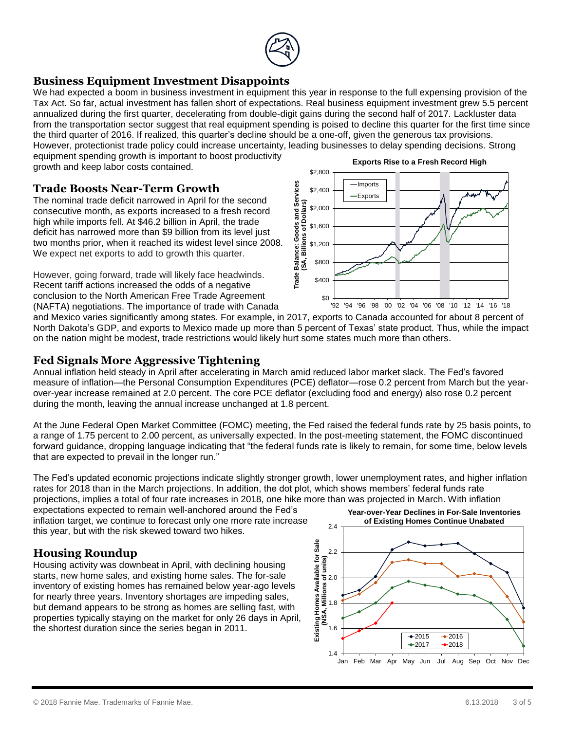## Business Equipment Investment Disappoints

We had expected a boom in business investment in equipment this year in response to the full expensing provision of the Tax Act. So far, actual investment has fallen short of expectations. Real business equipment investment grew 5.5 percent annualized during the first quarter, decelerating from double-digit gains during the second half of 2017. Lackluster data from the transportation sector suggest that real equipment spending is poised to decline this quarter for the first time since the third quarter of 2016. If realized, this quarter's decline should be a one-off, given the generous tax provisions. However, protectionist trade policy could increase uncertainty, leading businesses to delay spending decisions. Strong equipment spending growth is important to boost productivity growth and keep labor costs contained.

## Trade Boosts Near-Term Growth

The nominal trade deficit narrowed in April for the second consecutive month, as exports increased to a fresh record high while imports fell. At $46.2 billion in April, the trade deficit has narrowed more than $9 billion from its level just two months prior, when it reached its widest level since 2008. We expect net exports to add to growth this quarter.

However, going forward, trade will likely face headwinds. Recent tariff actions increased the odds of a negative conclusion to the North American Free Trade Agreement (NAFTA) negotiations. The importance of trade with Canada and Mexico varies significantly among states. For example, in 2017, exports to Canada accounted for about 8 percent of North Dakota's GDP, and exports to Mexico made up more than 5 percent of Texas' state product. Thus, while the impact on the nation might be modest, trade restrictions would likely hurt some states much more than others.

**Exports Rise to a Fresh Record High**

## Fed Signals More Aggressive Tightening

Annual inflation held steady in April after accelerating in March amid reduced labor market slack. The Fed's favored measure of inflation—the Personal Consumption Expenditures (PCE) deflator—rose 0.2 percent from March but the year-over-year increase remained at 2.0 percent. The core PCE deflator (excluding food and energy) also rose 0.2 percent during the month, leaving the annual increase unchanged at 1.8 percent.

At the June Federal Open Market Committee (FOMC) meeting, the Fed raised the federal funds rate by 25 basis points, to a range of 1.75 percent to 2.00 percent, as universally expected. In the post-meeting statement, the FOMC discontinued forward guidance, dropping language indicating that "the federal funds rate is likely to remain, for some time, below levels that are expected to prevail in the longer run."

The Fed's updated economic projections indicate slightly stronger growth, lower unemployment rates, and higher inflation rates for 2018 than in the March projections. In addition, the dot plot, which shows members' federal funds rate projections, implies a total of four rate increases in 2018, one hike more than was projected in March. With inflation expectations expected to remain well-anchored around the Fed's inflation target, we continue to forecast only one more rate increase this year, but with the risk skewed toward two hikes.

## Housing Roundup

Housing activity was downbeat in April, with declining housing starts, new home sales, and existing home sales. The for-sale inventory of existing homes has remained below year-ago levels for nearly three years. Inventory shortages are impeding sales, but demand appears to be strong as homes are selling fast, with properties typically staying on the market for only 26 days in April, the shortest duration since the series began in 2011.

**Year-over-Year Declines in For-Sale Inventories of Existing Homes Continue Unabated**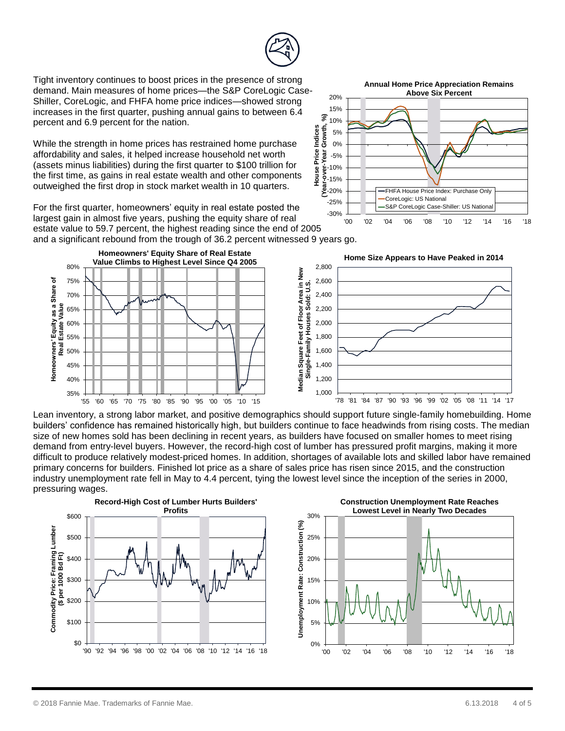Tight inventory continues to boost prices in the presence of strong demand. Main measures of home prices—the S&P CoreLogic Case-Shiller, CoreLogic, and FHFA home price indices—showed strong increases in the first quarter, pushing annual gains to between 6.4 percent and 6.9 percent for the nation.

While the strength in home prices has restrained home purchase affordability and sales, it helped increase household net worth (assets minus liabilities) during the first quarter to $100 trillion for the first time, as gains in real estate wealth and other components outweighed the first drop in stock market wealth in 10 quarters.

For the first quarter, homeowners' equity in real estate posted the largest gain in almost five years, pushing the equity share of real estate value to 59.7 percent, the highest reading since the end of 2005 and a significant rebound from the trough of 36.2 percent witnessed 9 years go.

**Annual Home Price Appreciation Remains Above Six Percent**

**Homeowners' Equity Share of Real Estate Value Climbs to Highest Level Since Q4 2005**

**Home Size Appears to Have Peaked in 2014**

Lean inventory, a strong labor market, and positive demographics should support future single-family homebuilding. Home builders' confidence has remained historically high, but builders continue to face headwinds from rising costs. The median size of new homes sold has been declining in recent years, as builders have focused on smaller homes to meet rising demand from entry-level buyers. However, the record-high cost of lumber has pressured profit margins, making it more difficult to produce relatively modest-priced homes. In addition, shortages of available lots and skilled labor have remained primary concerns for builders. Finished lot price as a share of sales price has risen since 2015, and the construction industry unemployment rate fell in May to 4.4 percent, tying the lowest level since the inception of the series in 2000, pressuring wages.

**Record-High Cost of Lumber Hurts Builders' Profits**

**Construction Unemployment Rate Reaches Lowest Level in Nearly Two Decades**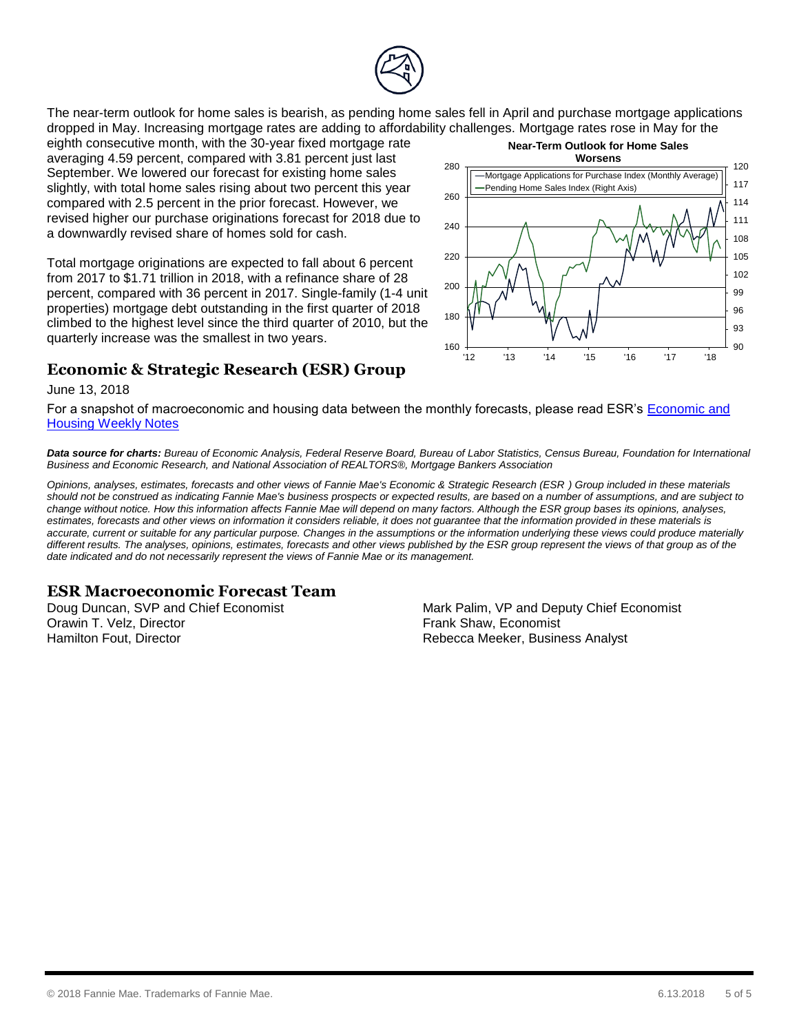The near-term outlook for home sales is bearish, as pending home sales fell in April and purchase mortgage applications dropped in May. Increasing mortgage rates are adding to affordability challenges. Mortgage rates rose in May for the eighth consecutive month, with the 30-year fixed mortgage rate averaging 4.59 percent, compared with 3.81 percent just last September. We lowered our forecast for existing home sales slightly, with total home sales rising about two percent this year compared with 2.5 percent in the prior forecast. However, we revised higher our purchase originations forecast for 2018 due to a downwardly revised share of homes sold for cash.

**Near-Term Outlook for Home Sales Worsens**

Mortgage Applications for Purchase Index (Monthly Average)
Pending Home Sales Index (Right Axis)

280
260
240
220
200
180
160

120
117
114
111
108
105
102
99
96
93
90

'12 '13 '14 '15 '16 '17 '18

Total mortgage originations are expected to fall about 6 percent from 2017 to $1.71 trillion in 2018, with a refinance share of 28 percent, compared with 36 percent in 2017. Single-family (1-4 unit properties) mortgage debt outstanding in the first quarter of 2018 climbed to the highest level since the third quarter of 2010, but the quarterly increase was the smallest in two years.

## Economic & Strategic Research (ESR) Group

June 13, 2018

For a snapshot of macroeconomic and housing data between the monthly forecasts, please read ESR's [Economic and Housing Weekly Notes]

***Data source for charts:*** *Bureau of Economic Analysis, Federal Reserve Board, Bureau of Labor Statistics, Census Bureau, Foundation for International Business and Economic Research, and National Association of REALTORS®, Mortgage Bankers Association*

*Opinions, analyses, estimates, forecasts and other views of Fannie Mae's Economic & Strategic Research (ESR ) Group included in these materials should not be construed as indicating Fannie Mae's business prospects or expected results, are based on a number of assumptions, and are subject to change without notice. How this information affects Fannie Mae will depend on many factors. Although the ESR group bases its opinions, analyses, estimates, forecasts and other views on information it considers reliable, it does not guarantee that the information provided in these materials is accurate, current or suitable for any particular purpose. Changes in the assumptions or the information underlying these views could produce materially different results. The analyses, opinions, estimates, forecasts and other views published by the ESR group represent the views of that group as of the date indicated and do not necessarily represent the views of Fannie Mae or its management.*

## ESR Macroeconomic Forecast Team

Doug Duncan, SVP and Chief Economist
Orawin T. Velz, Director
Hamilton Fout, Director
Mark Palim, VP and Deputy Chief Economist
Frank Shaw, Economist
Rebecca Meeker, Business Analyst

© 2018 Fannie Mae. Trademarks of Fannie Mae.